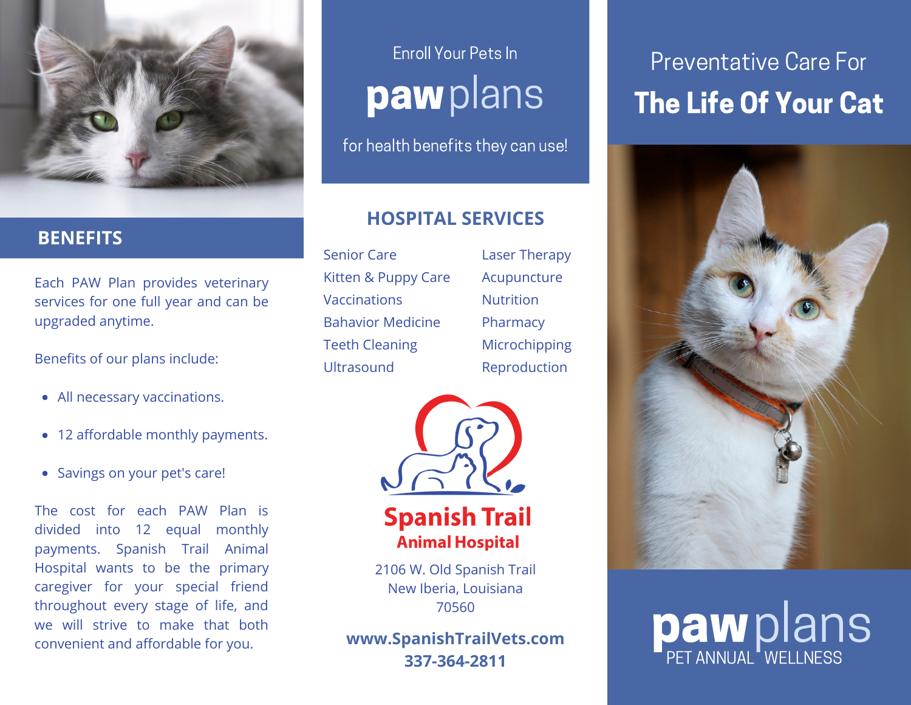## BENEFITS

Each PAW Plan provides veterinary services for one full year and can be upgraded anytime.

Benefits of our plans include:

- All necessary vaccinations.
- 12 affordable monthly payments.
- Savings on your pet's care!

The cost for each PAW Plan is divided into 12 equal monthly payments. Spanish Trail Animal Hospital wants to be the primary caregiver for your special friend throughout every stage of life, and we will strive to make that both convenient and affordable for you.

Enroll Your Pets In

# **paw** plans

for health benefits they can use!

## HOSPITAL SERVICES

- Senior Care
- Kitten & Puppy Care
- Vaccinations
- Bahavior Medicine
- Teeth Cleaning
- Ultrasound
- Laser Therapy
- Acupuncture
- Nutrition
- Pharmacy
- Microchipping
- Reproduction

**Spanish Trail**
**Animal Hospital**

2106 W. Old Spanish Trail
New Iberia, Louisiana
70560

**www.SpanishTrailVets.com**
**337-364-2811**

Preventative Care For

# **The Life Of Your Cat**

**paw** plans
PET ANNUAL WELLNESS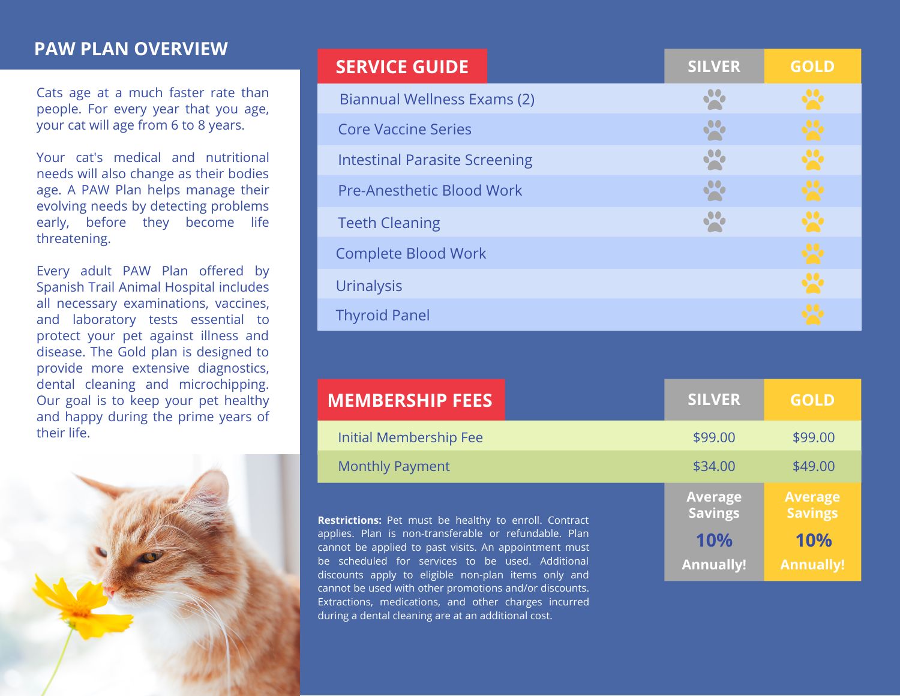## PAW PLAN OVERVIEW

Cats age at a much faster rate than people. For every year that you age, your cat will age from 6 to 8 years.

Your cat's medical and nutritional needs will also change as their bodies age. A PAW Plan helps manage their evolving needs by detecting problems early, before they become life threatening.

Every adult PAW Plan offered by Spanish Trail Animal Hospital includes all necessary examinations, vaccines, and laboratory tests essential to protect your pet against illness and disease. The Gold plan is designed to provide more extensive diagnostics, dental cleaning and microchipping. Our goal is to keep your pet healthy and happy during the prime years of their life.

| SERVICE GUIDE | SILVER | GOLD |
| --- | --- | --- |
| Biannual Wellness Exams (2) | 🐾 | 🐾 |
| Core Vaccine Series | 🐾 | 🐾 |
| Intestinal Parasite Screening | 🐾 | 🐾 |
| Pre-Anesthetic Blood Work | 🐾 | 🐾 |
| Teeth Cleaning | 🐾 | 🐾 |
| Complete Blood Work | | 🐾 |
| Urinalysis | | 🐾 |
| Thyroid Panel | | 🐾 |

| MEMBERSHIP FEES | SILVER | GOLD |
| --- | --- | --- |
| Initial Membership Fee | $99.00 | $99.00 |
| Monthly Payment | $34.00 | $49.00 |
| | Average Savings 10% Annually! | Average Savings 10% Annually! |

**Restrictions:** Pet must be healthy to enroll. Contract applies. Plan is non-transferable or refundable. Plan cannot be applied to past visits. An appointment must be scheduled for services to be used. Additional discounts apply to eligible non-plan items only and cannot be used with other promotions and/or discounts. Extractions, medications, and other charges incurred during a dental cleaning are at an additional cost.